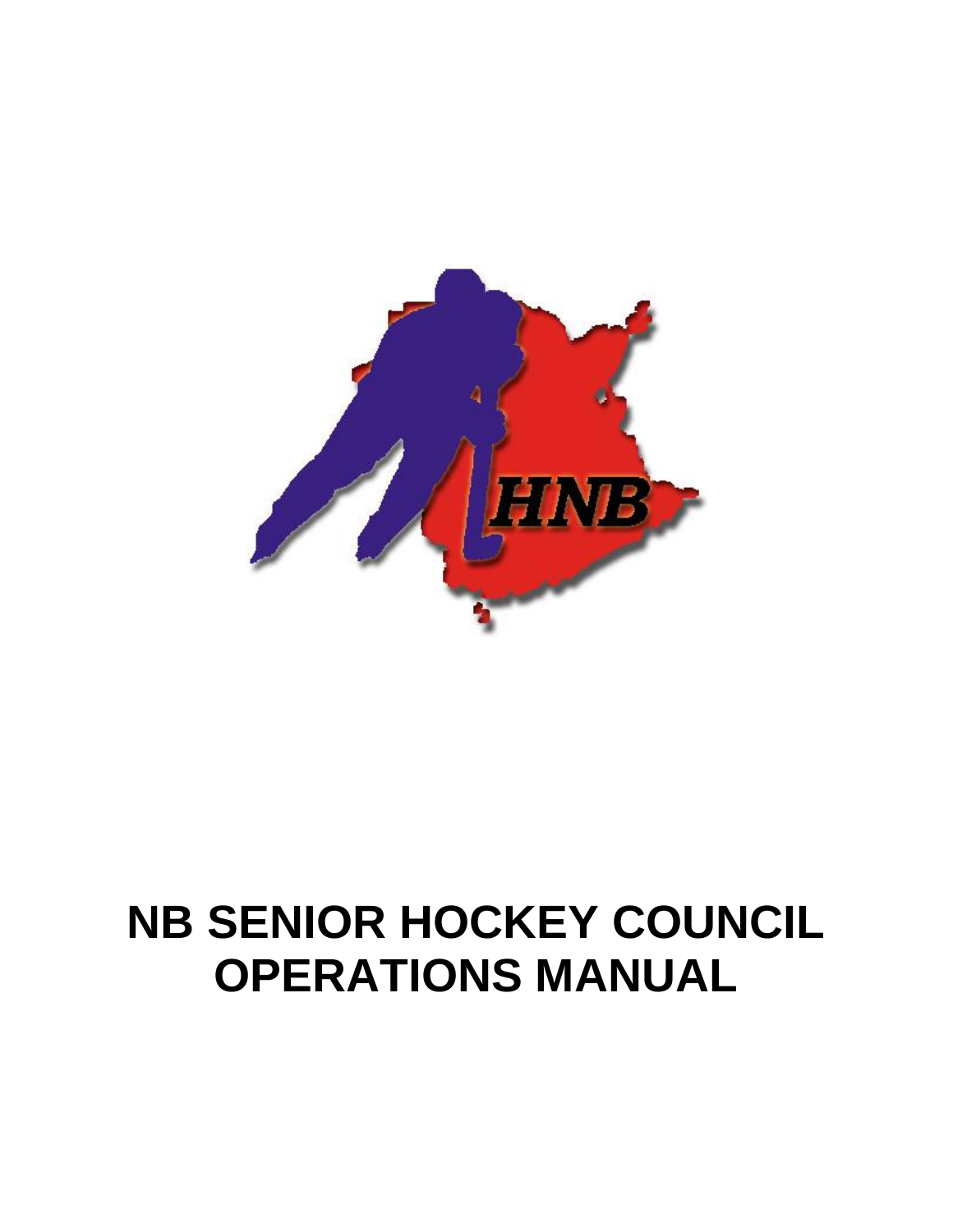# NB SENIOR HOCKEY COUNCIL OPERATIONS MANUAL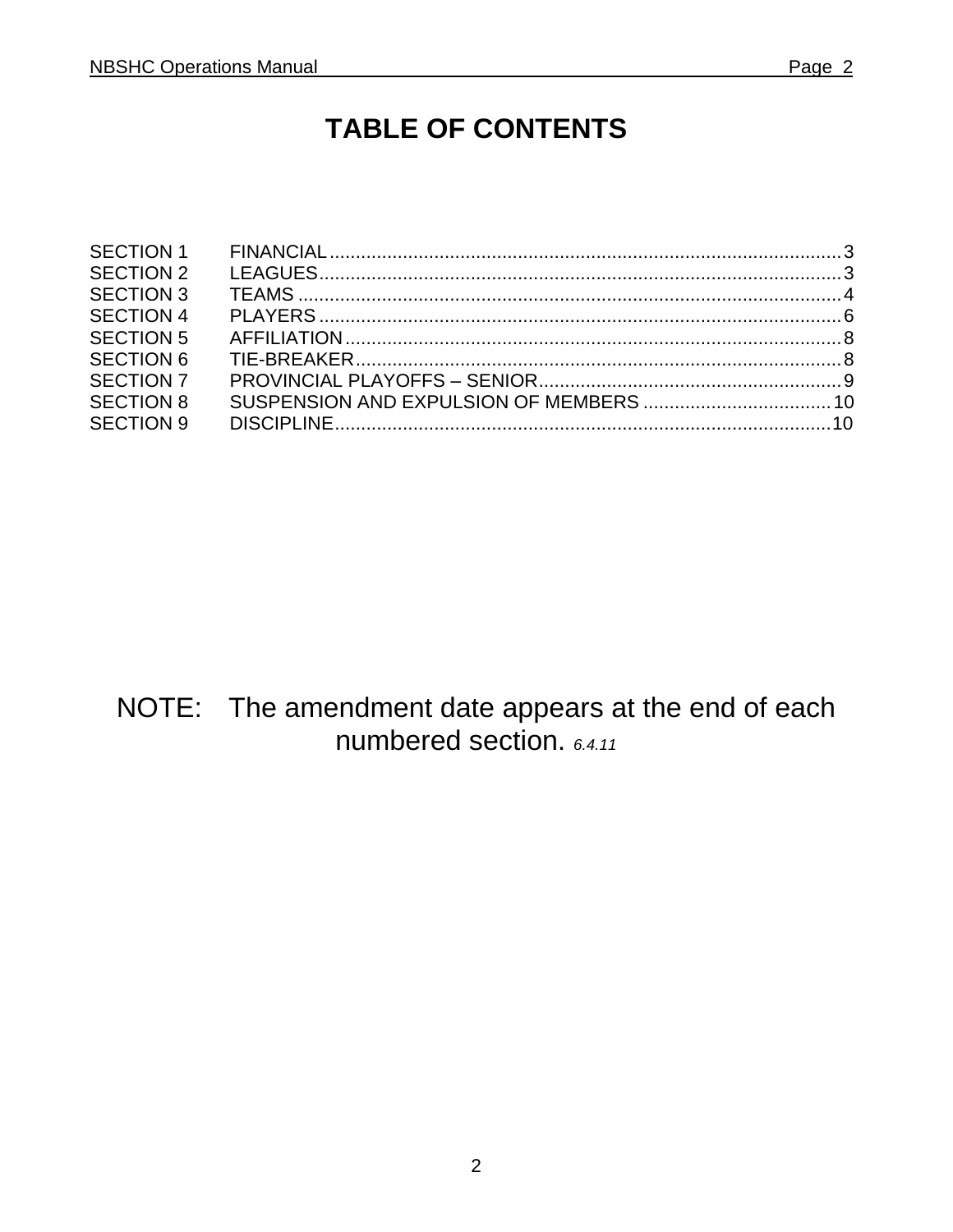# TABLE OF CONTENTS

| | | |
|---|---|---|
| SECTION 1 | FINANCIAL | 3 |
| SECTION 2 | LEAGUES | 3 |
| SECTION 3 | TEAMS | 4 |
| SECTION 4 | PLAYERS | 6 |
| SECTION 5 | AFFILIATION | 8 |
| SECTION 6 | TIE-BREAKER | 8 |
| SECTION 7 | PROVINCIAL PLAYOFFS – SENIOR | 9 |
| SECTION 8 | SUSPENSION AND EXPULSION OF MEMBERS | 10 |
| SECTION 9 | DISCIPLINE | 10 |

NOTE: The amendment date appears at the end of each numbered section. *6.4.11*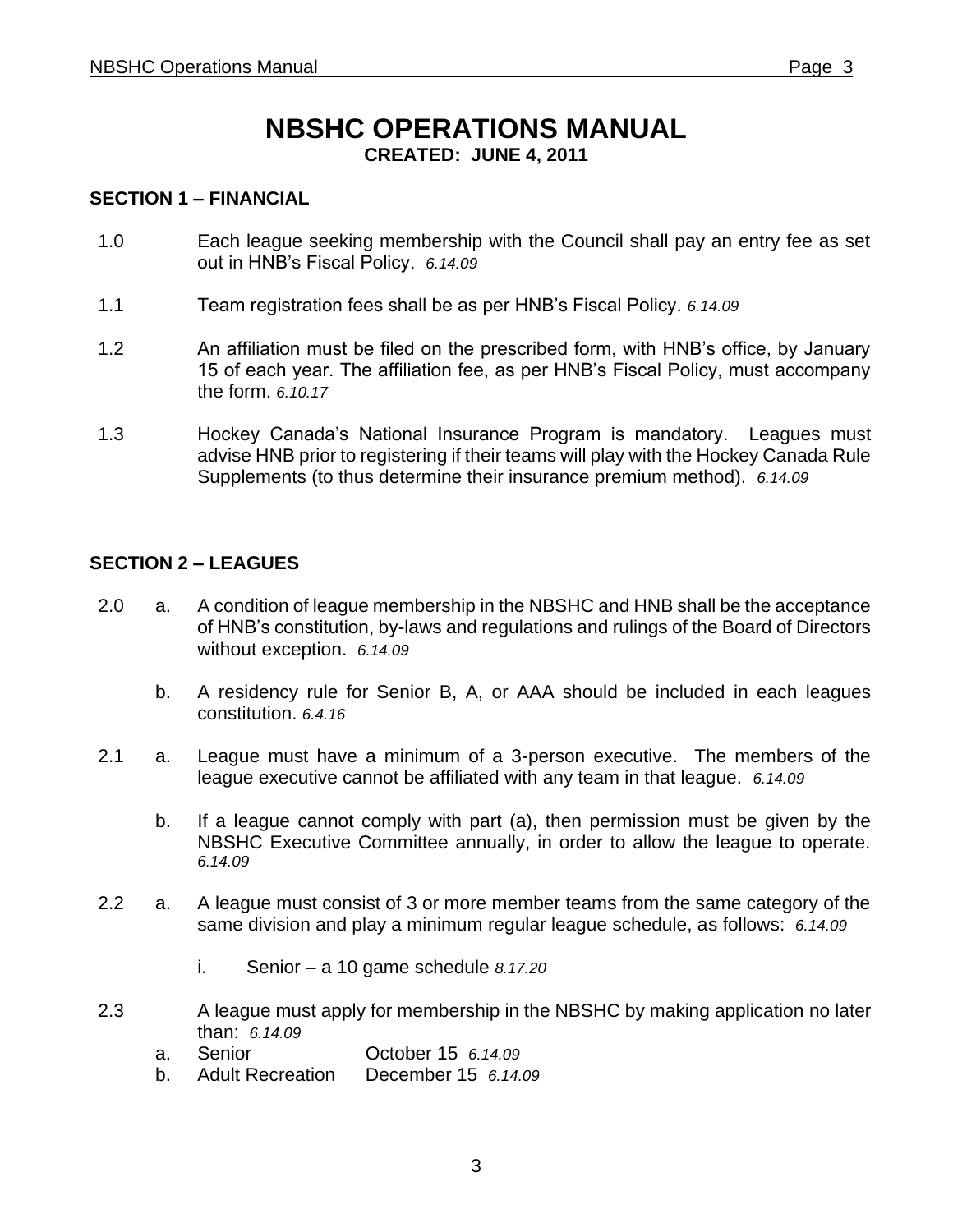# NBSHC OPERATIONS MANUAL

**CREATED: JUNE 4, 2011**

## SECTION 1 – FINANCIAL

1.0 Each league seeking membership with the Council shall pay an entry fee as set out in HNB's Fiscal Policy. *6.14.09*

1.1 Team registration fees shall be as per HNB's Fiscal Policy. *6.14.09*

1.2 An affiliation must be filed on the prescribed form, with HNB's office, by January 15 of each year. The affiliation fee, as per HNB's Fiscal Policy, must accompany the form. *6.10.17*

1.3 Hockey Canada's National Insurance Program is mandatory. Leagues must advise HNB prior to registering if their teams will play with the Hockey Canada Rule Supplements (to thus determine their insurance premium method). *6.14.09*

## SECTION 2 – LEAGUES

2.0 a. A condition of league membership in the NBSHC and HNB shall be the acceptance of HNB's constitution, by-laws and regulations and rulings of the Board of Directors without exception. *6.14.09*

b. A residency rule for Senior B, A, or AAA should be included in each leagues constitution. *6.4.16*

2.1 a. League must have a minimum of a 3-person executive. The members of the league executive cannot be affiliated with any team in that league. *6.14.09*

b. If a league cannot comply with part (a), then permission must be given by the NBSHC Executive Committee annually, in order to allow the league to operate. *6.14.09*

2.2 a. A league must consist of 3 or more member teams from the same category of the same division and play a minimum regular league schedule, as follows: *6.14.09*

i. Senior – a 10 game schedule *8.17.20*

2.3 A league must apply for membership in the NBSHC by making application no later than: *6.14.09*

a. Senior October 15 *6.14.09*

b. Adult Recreation December 15 *6.14.09*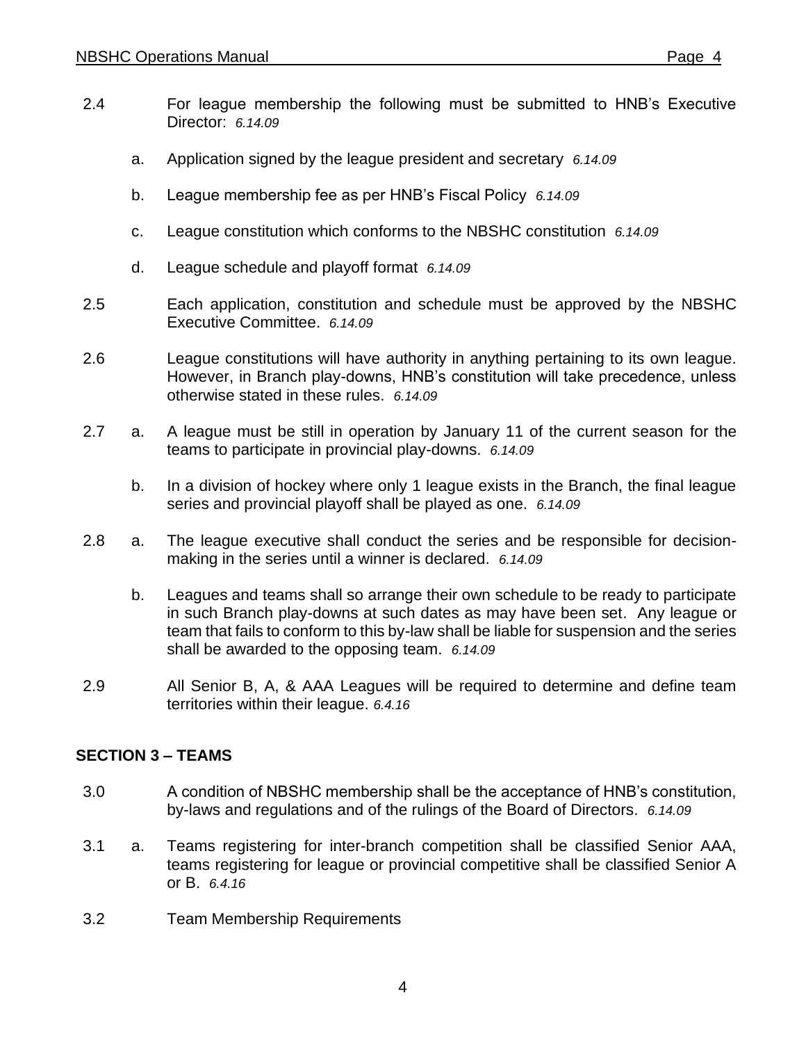2.4 For league membership the following must be submitted to HNB's Executive Director: *6.14.09*

a. Application signed by the league president and secretary *6.14.09*

b. League membership fee as per HNB's Fiscal Policy *6.14.09*

c. League constitution which conforms to the NBSHC constitution *6.14.09*

d. League schedule and playoff format *6.14.09*

2.5 Each application, constitution and schedule must be approved by the NBSHC Executive Committee. *6.14.09*

2.6 League constitutions will have authority in anything pertaining to its own league. However, in Branch play-downs, HNB's constitution will take precedence, unless otherwise stated in these rules. *6.14.09*

2.7 a. A league must be still in operation by January 11 of the current season for the teams to participate in provincial play-downs. *6.14.09*

b. In a division of hockey where only 1 league exists in the Branch, the final league series and provincial playoff shall be played as one. *6.14.09*

2.8 a. The league executive shall conduct the series and be responsible for decision-making in the series until a winner is declared. *6.14.09*

b. Leagues and teams shall so arrange their own schedule to be ready to participate in such Branch play-downs at such dates as may have been set. Any league or team that fails to conform to this by-law shall be liable for suspension and the series shall be awarded to the opposing team. *6.14.09*

2.9 All Senior B, A, & AAA Leagues will be required to determine and define team territories within their league. *6.4.16*

## SECTION 3 – TEAMS

3.0 A condition of NBSHC membership shall be the acceptance of HNB's constitution, by-laws and regulations and of the rulings of the Board of Directors. *6.14.09*

3.1 a. Teams registering for inter-branch competition shall be classified Senior AAA, teams registering for league or provincial competitive shall be classified Senior A or B. *6.4.16*

3.2 Team Membership Requirements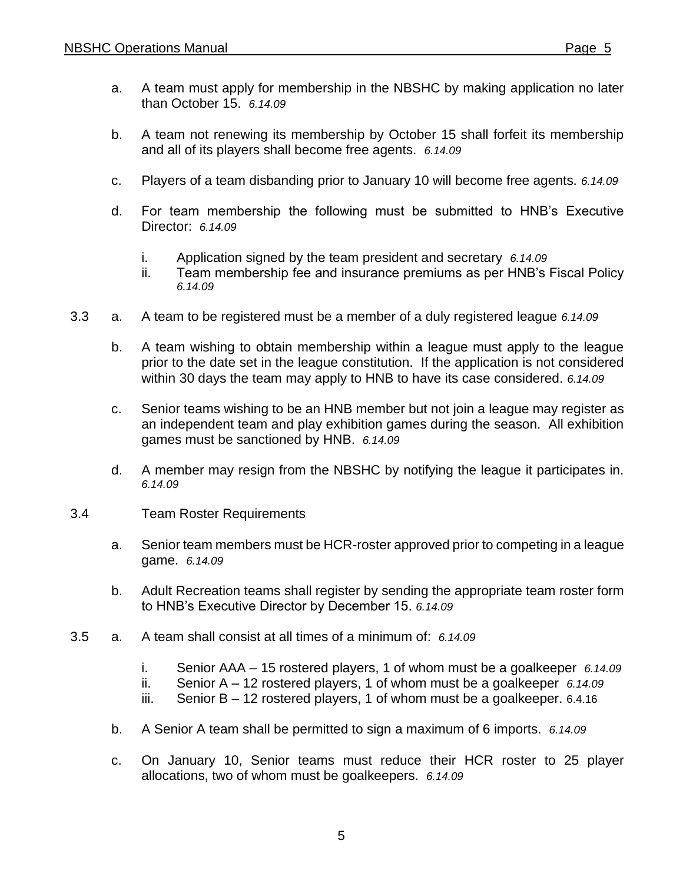a. A team must apply for membership in the NBSHC by making application no later than October 15. *6.14.09*

b. A team not renewing its membership by October 15 shall forfeit its membership and all of its players shall become free agents. *6.14.09*

c. Players of a team disbanding prior to January 10 will become free agents. *6.14.09*

d. For team membership the following must be submitted to HNB's Executive Director: *6.14.09*

   i. Application signed by the team president and secretary *6.14.09*
   ii. Team membership fee and insurance premiums as per HNB's Fiscal Policy *6.14.09*

3.3 a. A team to be registered must be a member of a duly registered league *6.14.09*

b. A team wishing to obtain membership within a league must apply to the league prior to the date set in the league constitution. If the application is not considered within 30 days the team may apply to HNB to have its case considered. *6.14.09*

c. Senior teams wishing to be an HNB member but not join a league may register as an independent team and play exhibition games during the season. All exhibition games must be sanctioned by HNB. *6.14.09*

d. A member may resign from the NBSHC by notifying the league it participates in. *6.14.09*

3.4 Team Roster Requirements

a. Senior team members must be HCR-roster approved prior to competing in a league game. *6.14.09*

b. Adult Recreation teams shall register by sending the appropriate team roster form to HNB's Executive Director by December 15. *6.14.09*

3.5 a. A team shall consist at all times of a minimum of: *6.14.09*

   i. Senior AAA – 15 rostered players, 1 of whom must be a goalkeeper *6.14.09*
   ii. Senior A – 12 rostered players, 1 of whom must be a goalkeeper *6.14.09*
   iii. Senior B – 12 rostered players, 1 of whom must be a goalkeeper. 6.4.16

b. A Senior A team shall be permitted to sign a maximum of 6 imports. *6.14.09*

c. On January 10, Senior teams must reduce their HCR roster to 25 player allocations, two of whom must be goalkeepers. *6.14.09*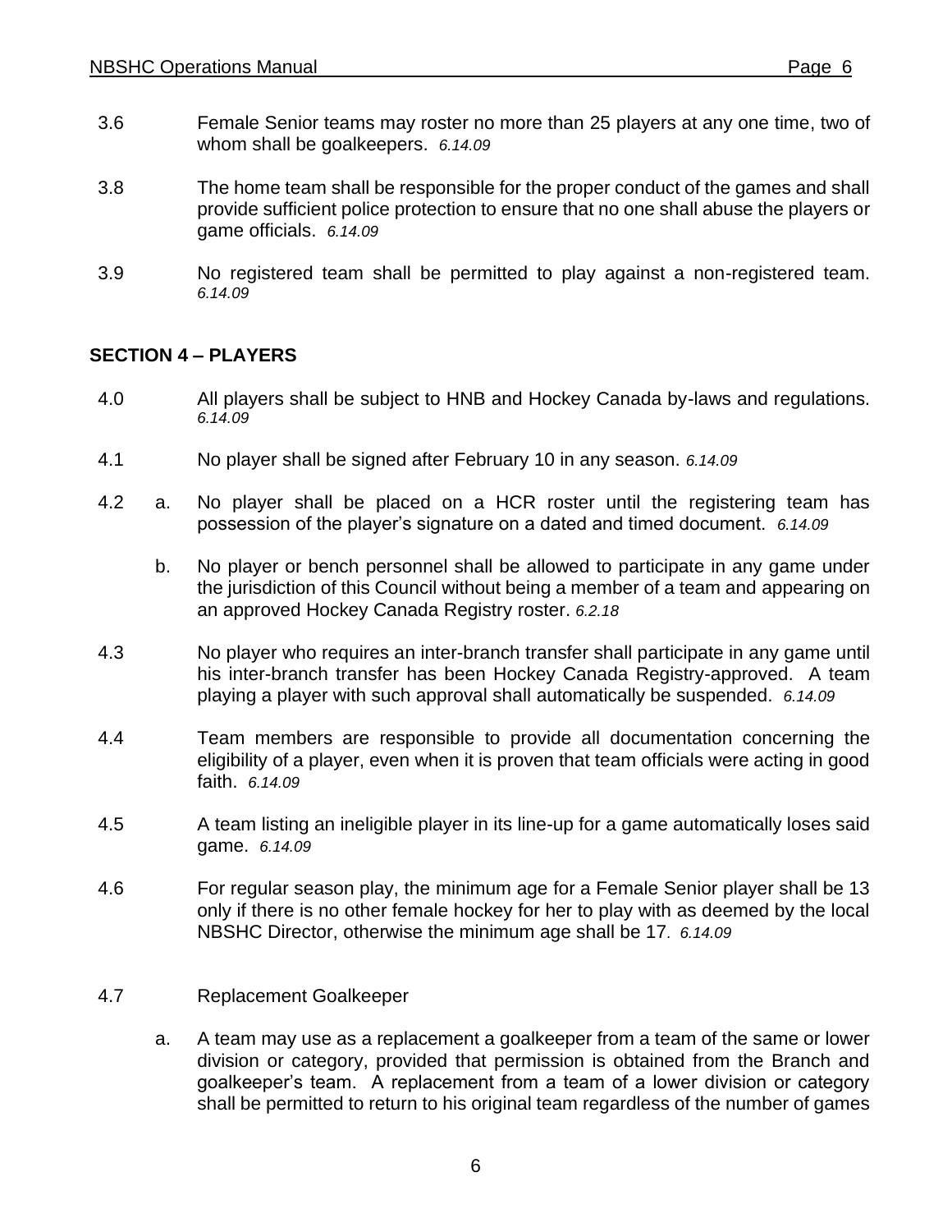3.6 Female Senior teams may roster no more than 25 players at any one time, two of whom shall be goalkeepers. *6.14.09*

3.8 The home team shall be responsible for the proper conduct of the games and shall provide sufficient police protection to ensure that no one shall abuse the players or game officials. *6.14.09*

3.9 No registered team shall be permitted to play against a non-registered team. *6.14.09*

## SECTION 4 – PLAYERS

4.0 All players shall be subject to HNB and Hockey Canada by-laws and regulations. *6.14.09*

4.1 No player shall be signed after February 10 in any season. *6.14.09*

4.2 a. No player shall be placed on a HCR roster until the registering team has possession of the player's signature on a dated and timed document. *6.14.09*

b. No player or bench personnel shall be allowed to participate in any game under the jurisdiction of this Council without being a member of a team and appearing on an approved Hockey Canada Registry roster. *6.2.18*

4.3 No player who requires an inter-branch transfer shall participate in any game until his inter-branch transfer has been Hockey Canada Registry-approved. A team playing a player with such approval shall automatically be suspended. *6.14.09*

4.4 Team members are responsible to provide all documentation concerning the eligibility of a player, even when it is proven that team officials were acting in good faith. *6.14.09*

4.5 A team listing an ineligible player in its line-up for a game automatically loses said game. *6.14.09*

4.6 For regular season play, the minimum age for a Female Senior player shall be 13 only if there is no other female hockey for her to play with as deemed by the local NBSHC Director, otherwise the minimum age shall be 17. *6.14.09*

4.7 Replacement Goalkeeper

a. A team may use as a replacement a goalkeeper from a team of the same or lower division or category, provided that permission is obtained from the Branch and goalkeeper's team. A replacement from a team of a lower division or category shall be permitted to return to his original team regardless of the number of games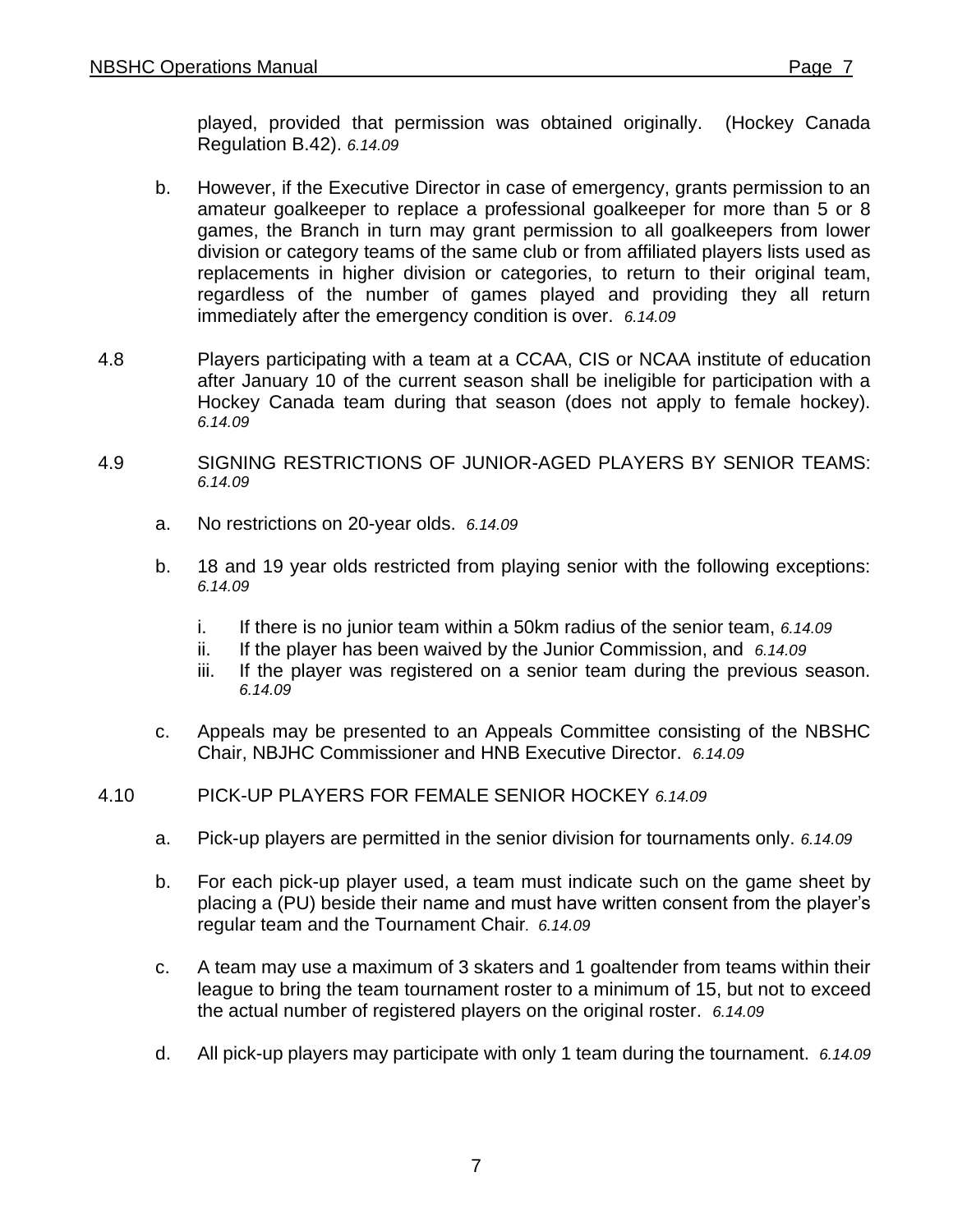played, provided that permission was obtained originally. (Hockey Canada Regulation B.42). *6.14.09*

b. However, if the Executive Director in case of emergency, grants permission to an amateur goalkeeper to replace a professional goalkeeper for more than 5 or 8 games, the Branch in turn may grant permission to all goalkeepers from lower division or category teams of the same club or from affiliated players lists used as replacements in higher division or categories, to return to their original team, regardless of the number of games played and providing they all return immediately after the emergency condition is over. *6.14.09*

4.8 Players participating with a team at a CCAA, CIS or NCAA institute of education after January 10 of the current season shall be ineligible for participation with a Hockey Canada team during that season (does not apply to female hockey). *6.14.09*

4.9 SIGNING RESTRICTIONS OF JUNIOR-AGED PLAYERS BY SENIOR TEAMS: *6.14.09*

a. No restrictions on 20-year olds. *6.14.09*

b. 18 and 19 year olds restricted from playing senior with the following exceptions: *6.14.09*

   i. If there is no junior team within a 50km radius of the senior team, *6.14.09*
   ii. If the player has been waived by the Junior Commission, and *6.14.09*
   iii. If the player was registered on a senior team during the previous season. *6.14.09*

c. Appeals may be presented to an Appeals Committee consisting of the NBSHC Chair, NBJHC Commissioner and HNB Executive Director. *6.14.09*

4.10 PICK-UP PLAYERS FOR FEMALE SENIOR HOCKEY *6.14.09*

a. Pick-up players are permitted in the senior division for tournaments only. *6.14.09*

b. For each pick-up player used, a team must indicate such on the game sheet by placing a (PU) beside their name and must have written consent from the player's regular team and the Tournament Chair. *6.14.09*

c. A team may use a maximum of 3 skaters and 1 goaltender from teams within their league to bring the team tournament roster to a minimum of 15, but not to exceed the actual number of registered players on the original roster. *6.14.09*

d. All pick-up players may participate with only 1 team during the tournament. *6.14.09*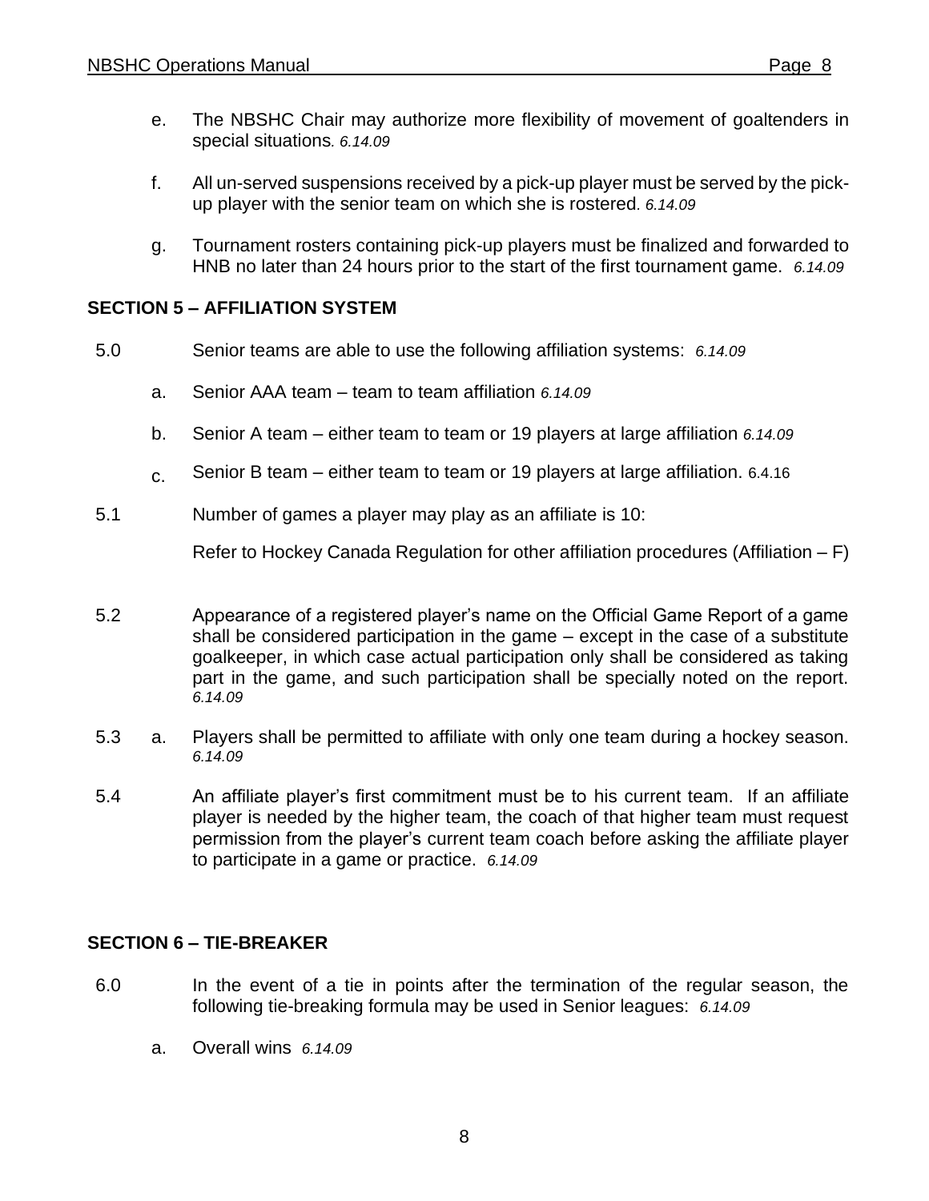e. The NBSHC Chair may authorize more flexibility of movement of goaltenders in special situations*. 6.14.09*

f. All un-served suspensions received by a pick-up player must be served by the pick-up player with the senior team on which she is rostered*. 6.14.09*

g. Tournament rosters containing pick-up players must be finalized and forwarded to HNB no later than 24 hours prior to the start of the first tournament game. *6.14.09*

**SECTION 5 – AFFILIATION SYSTEM**

5.0 Senior teams are able to use the following affiliation systems: *6.14.09*

a. Senior AAA team – team to team affiliation *6.14.09*

b. Senior A team – either team to team or 19 players at large affiliation *6.14.09*

c. Senior B team – either team to team or 19 players at large affiliation. 6.4.16

5.1 Number of games a player may play as an affiliate is 10:

Refer to Hockey Canada Regulation for other affiliation procedures (Affiliation – F)

5.2 Appearance of a registered player's name on the Official Game Report of a game shall be considered participation in the game – except in the case of a substitute goalkeeper, in which case actual participation only shall be considered as taking part in the game, and such participation shall be specially noted on the report. *6.14.09*

5.3 a. Players shall be permitted to affiliate with only one team during a hockey season. *6.14.09*

5.4 An affiliate player's first commitment must be to his current team. If an affiliate player is needed by the higher team, the coach of that higher team must request permission from the player's current team coach before asking the affiliate player to participate in a game or practice. *6.14.09*

**SECTION 6 – TIE-BREAKER**

6.0 In the event of a tie in points after the termination of the regular season, the following tie-breaking formula may be used in Senior leagues: *6.14.09*

a. Overall wins *6.14.09*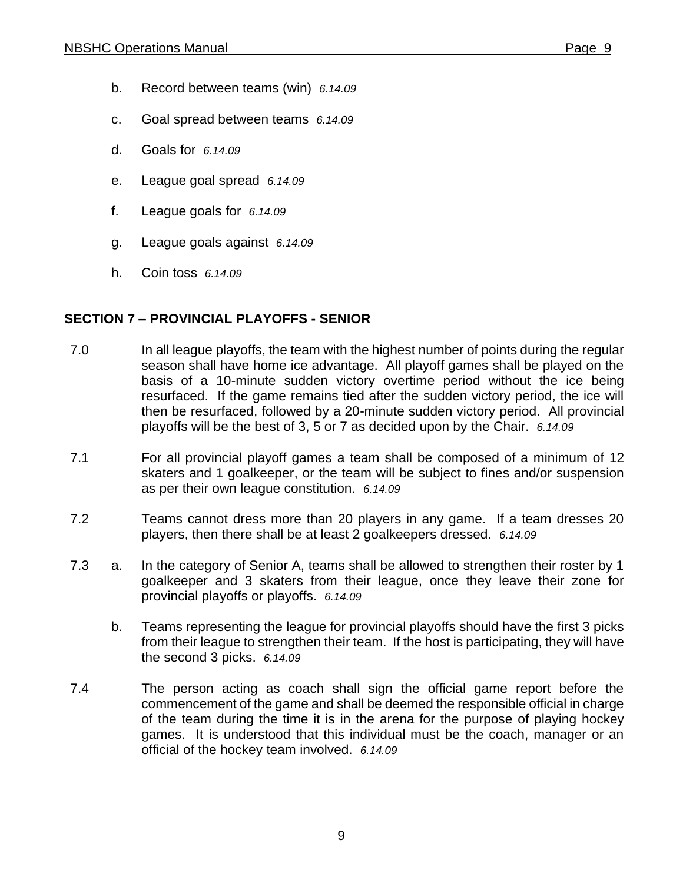b. Record between teams (win) *6.14.09*

c. Goal spread between teams *6.14.09*

d. Goals for *6.14.09*

e. League goal spread *6.14.09*

f. League goals for *6.14.09*

g. League goals against *6.14.09*

h. Coin toss *6.14.09*

## SECTION 7 – PROVINCIAL PLAYOFFS - SENIOR

7.0 In all league playoffs, the team with the highest number of points during the regular season shall have home ice advantage. All playoff games shall be played on the basis of a 10-minute sudden victory overtime period without the ice being resurfaced. If the game remains tied after the sudden victory period, the ice will then be resurfaced, followed by a 20-minute sudden victory period. All provincial playoffs will be the best of 3, 5 or 7 as decided upon by the Chair. *6.14.09*

7.1 For all provincial playoff games a team shall be composed of a minimum of 12 skaters and 1 goalkeeper, or the team will be subject to fines and/or suspension as per their own league constitution. *6.14.09*

7.2 Teams cannot dress more than 20 players in any game. If a team dresses 20 players, then there shall be at least 2 goalkeepers dressed. *6.14.09*

7.3 a. In the category of Senior A, teams shall be allowed to strengthen their roster by 1 goalkeeper and 3 skaters from their league, once they leave their zone for provincial playoffs or playoffs. *6.14.09*

b. Teams representing the league for provincial playoffs should have the first 3 picks from their league to strengthen their team. If the host is participating, they will have the second 3 picks. *6.14.09*

7.4 The person acting as coach shall sign the official game report before the commencement of the game and shall be deemed the responsible official in charge of the team during the time it is in the arena for the purpose of playing hockey games. It is understood that this individual must be the coach, manager or an official of the hockey team involved. *6.14.09*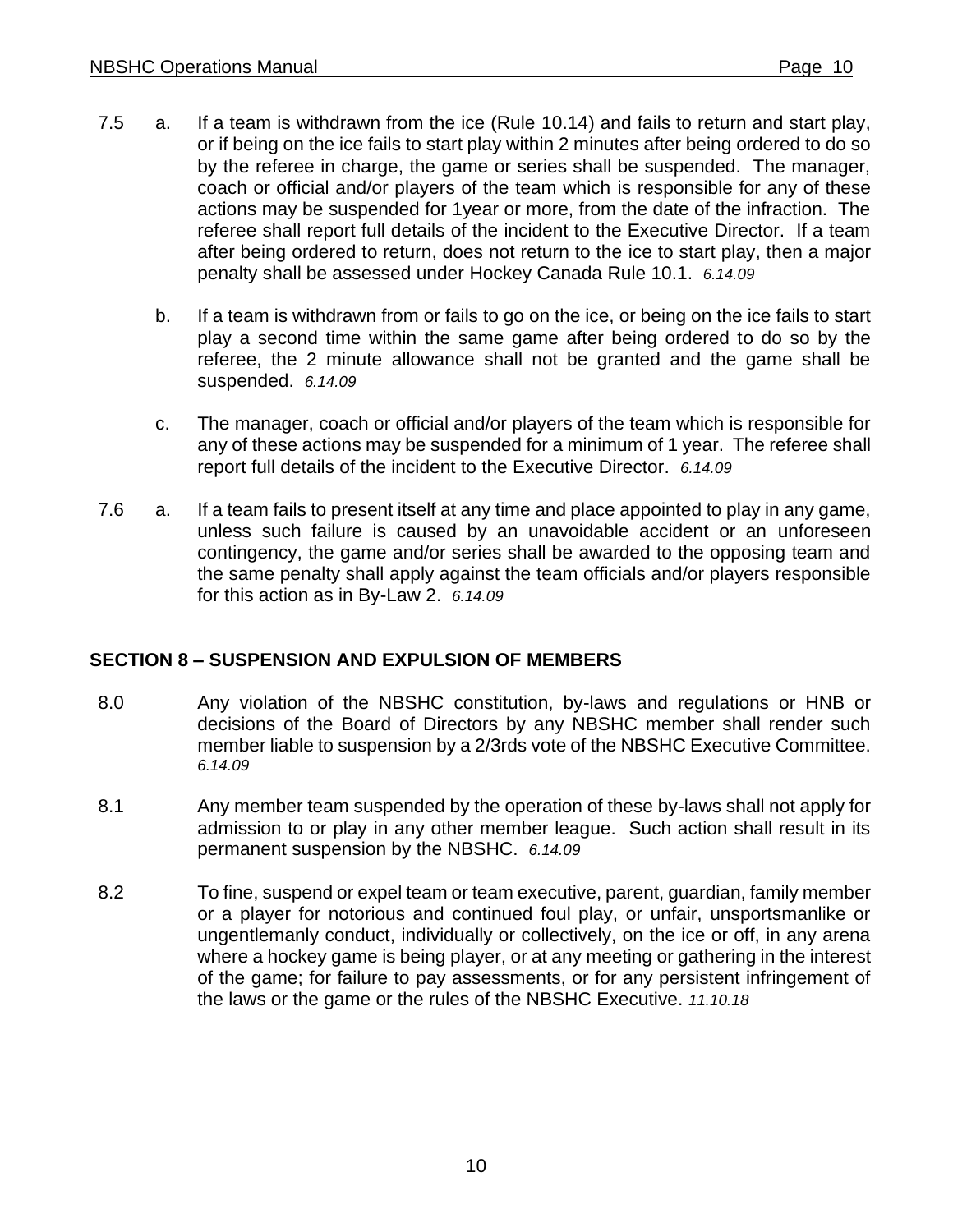7.5 a. If a team is withdrawn from the ice (Rule 10.14) and fails to return and start play, or if being on the ice fails to start play within 2 minutes after being ordered to do so by the referee in charge, the game or series shall be suspended. The manager, coach or official and/or players of the team which is responsible for any of these actions may be suspended for 1year or more, from the date of the infraction. The referee shall report full details of the incident to the Executive Director. If a team after being ordered to return, does not return to the ice to start play, then a major penalty shall be assessed under Hockey Canada Rule 10.1. *6.14.09*

b. If a team is withdrawn from or fails to go on the ice, or being on the ice fails to start play a second time within the same game after being ordered to do so by the referee, the 2 minute allowance shall not be granted and the game shall be suspended. *6.14.09*

c. The manager, coach or official and/or players of the team which is responsible for any of these actions may be suspended for a minimum of 1 year. The referee shall report full details of the incident to the Executive Director. *6.14.09*

7.6 a. If a team fails to present itself at any time and place appointed to play in any game, unless such failure is caused by an unavoidable accident or an unforeseen contingency, the game and/or series shall be awarded to the opposing team and the same penalty shall apply against the team officials and/or players responsible for this action as in By-Law 2. *6.14.09*

## SECTION 8 – SUSPENSION AND EXPULSION OF MEMBERS

8.0 Any violation of the NBSHC constitution, by-laws and regulations or HNB or decisions of the Board of Directors by any NBSHC member shall render such member liable to suspension by a 2/3rds vote of the NBSHC Executive Committee. *6.14.09*

8.1 Any member team suspended by the operation of these by-laws shall not apply for admission to or play in any other member league. Such action shall result in its permanent suspension by the NBSHC. *6.14.09*

8.2 To fine, suspend or expel team or team executive, parent, guardian, family member or a player for notorious and continued foul play, or unfair, unsportsmanlike or ungentlemanly conduct, individually or collectively, on the ice or off, in any arena where a hockey game is being player, or at any meeting or gathering in the interest of the game; for failure to pay assessments, or for any persistent infringement of the laws or the game or the rules of the NBSHC Executive. *11.10.18*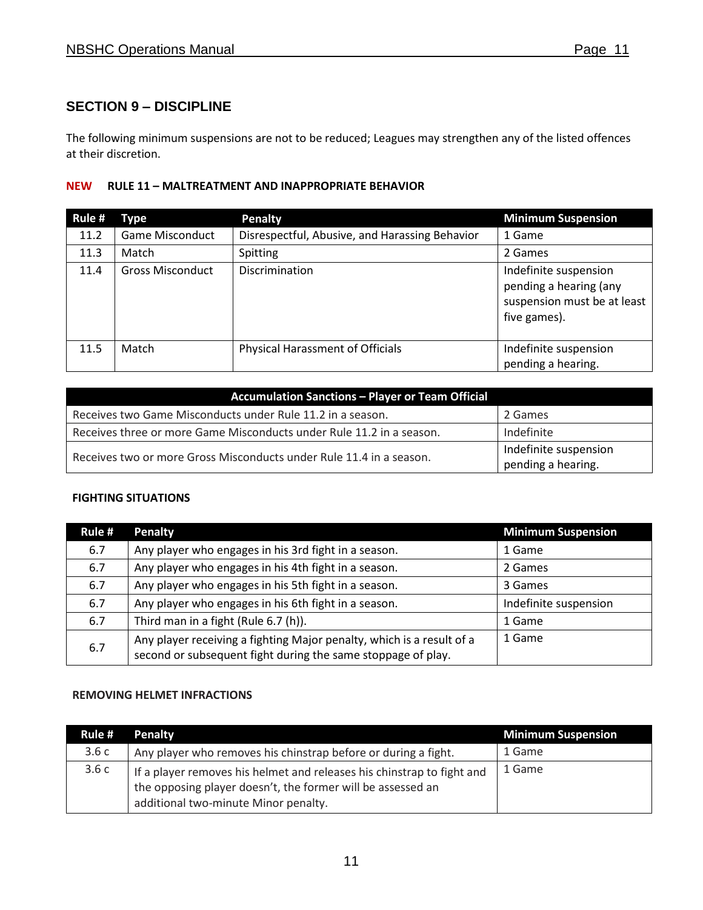## SECTION 9 – DISCIPLINE

The following minimum suspensions are not to be reduced; Leagues may strengthen any of the listed offences at their discretion.

**NEW RULE 11 – MALTREATMENT AND INAPPROPRIATE BEHAVIOR**

| Rule # | Type | Penalty | Minimum Suspension |
|---|---|---|---|
| 11.2 | Game Misconduct | Disrespectful, Abusive, and Harassing Behavior | 1 Game |
| 11.3 | Match | Spitting | 2 Games |
| 11.4 | Gross Misconduct | Discrimination | Indefinite suspension pending a hearing (any suspension must be at least five games). |
| 11.5 | Match | Physical Harassment of Officials | Indefinite suspension pending a hearing. |

| Accumulation Sanctions – Player or Team Official | |
|---|---|
| Receives two Game Misconducts under Rule 11.2 in a season. | 2 Games |
| Receives three or more Game Misconducts under Rule 11.2 in a season. | Indefinite |
| Receives two or more Gross Misconducts under Rule 11.4 in a season. | Indefinite suspension pending a hearing. |

**FIGHTING SITUATIONS**

| Rule # | Penalty | Minimum Suspension |
|---|---|---|
| 6.7 | Any player who engages in his 3rd fight in a season. | 1 Game |
| 6.7 | Any player who engages in his 4th fight in a season. | 2 Games |
| 6.7 | Any player who engages in his 5th fight in a season. | 3 Games |
| 6.7 | Any player who engages in his 6th fight in a season. | Indefinite suspension |
| 6.7 | Third man in a fight (Rule 6.7 (h)). | 1 Game |
| 6.7 | Any player receiving a fighting Major penalty, which is a result of a second or subsequent fight during the same stoppage of play. | 1 Game |

**REMOVING HELMET INFRACTIONS**

| Rule # | Penalty | Minimum Suspension |
|---|---|---|
| 3.6 c | Any player who removes his chinstrap before or during a fight. | 1 Game |
| 3.6 c | If a player removes his helmet and releases his chinstrap to fight and the opposing player doesn't, the former will be assessed an additional two-minute Minor penalty. | 1 Game |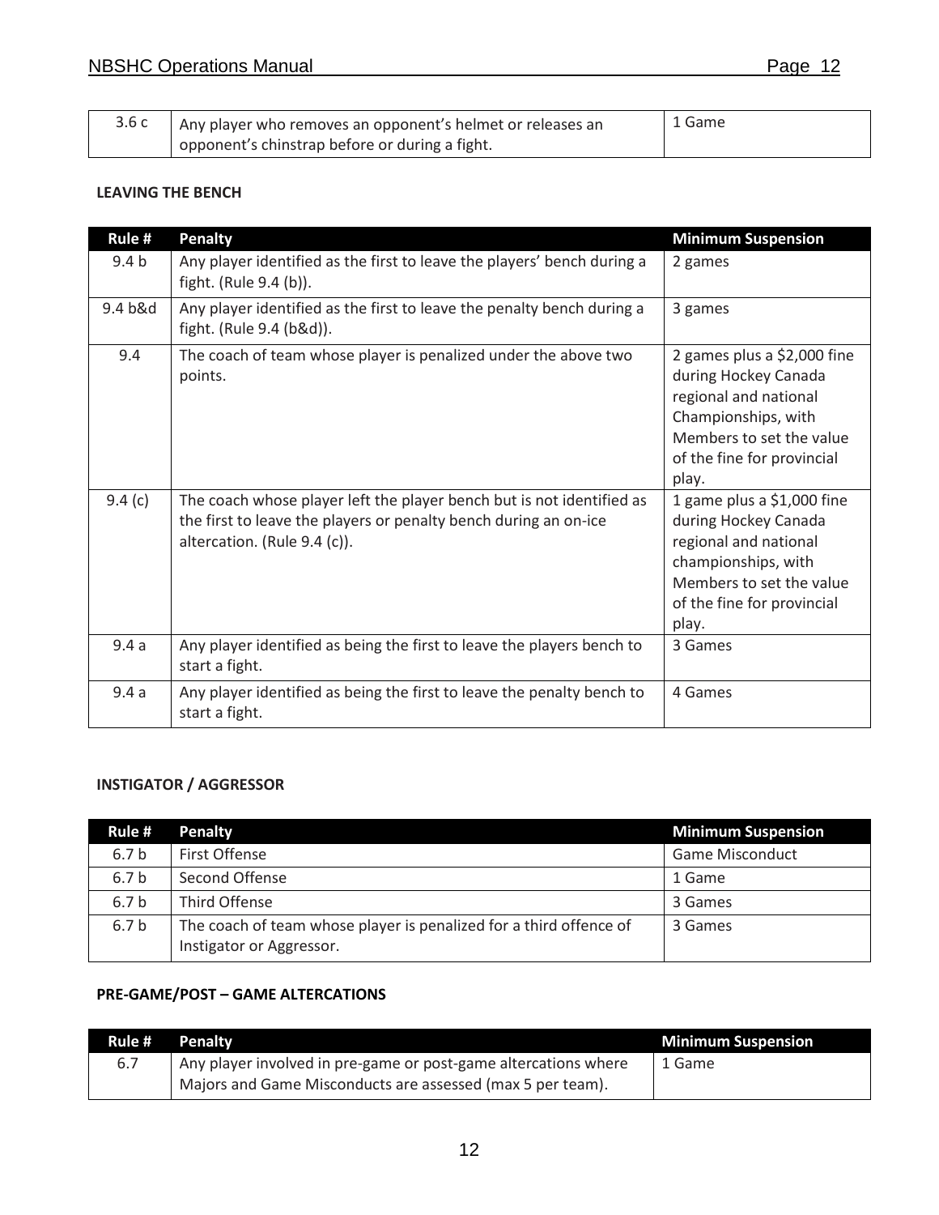| | | |
|---|---|---|
| 3.6 c | Any player who removes an opponent's helmet or releases an opponent's chinstrap before or during a fight. | 1 Game |

**LEAVING THE BENCH**

| Rule # | Penalty | Minimum Suspension |
|---|---|---|
| 9.4 b | Any player identified as the first to leave the players' bench during a fight. (Rule 9.4 (b)). | 2 games |
| 9.4 b&d | Any player identified as the first to leave the penalty bench during a fight. (Rule 9.4 (b&d)). | 3 games |
| 9.4 | The coach of team whose player is penalized under the above two points. | 2 games plus a $2,000 fine during Hockey Canada regional and national Championships, with Members to set the value of the fine for provincial play. |
| 9.4 (c) | The coach whose player left the player bench but is not identified as the first to leave the players or penalty bench during an on-ice altercation. (Rule 9.4 (c)). | 1 game plus a $1,000 fine during Hockey Canada regional and national championships, with Members to set the value of the fine for provincial play. |
| 9.4 a | Any player identified as being the first to leave the players bench to start a fight. | 3 Games |
| 9.4 a | Any player identified as being the first to leave the penalty bench to start a fight. | 4 Games |

**INSTIGATOR / AGGRESSOR**

| Rule # | Penalty | Minimum Suspension |
|---|---|---|
| 6.7 b | First Offense | Game Misconduct |
| 6.7 b | Second Offense | 1 Game |
| 6.7 b | Third Offense | 3 Games |
| 6.7 b | The coach of team whose player is penalized for a third offence of Instigator or Aggressor. | 3 Games |

**PRE-GAME/POST – GAME ALTERCATIONS**

| Rule # | Penalty | Minimum Suspension |
|---|---|---|
| 6.7 | Any player involved in pre-game or post-game altercations where Majors and Game Misconducts are assessed (max 5 per team). | 1 Game |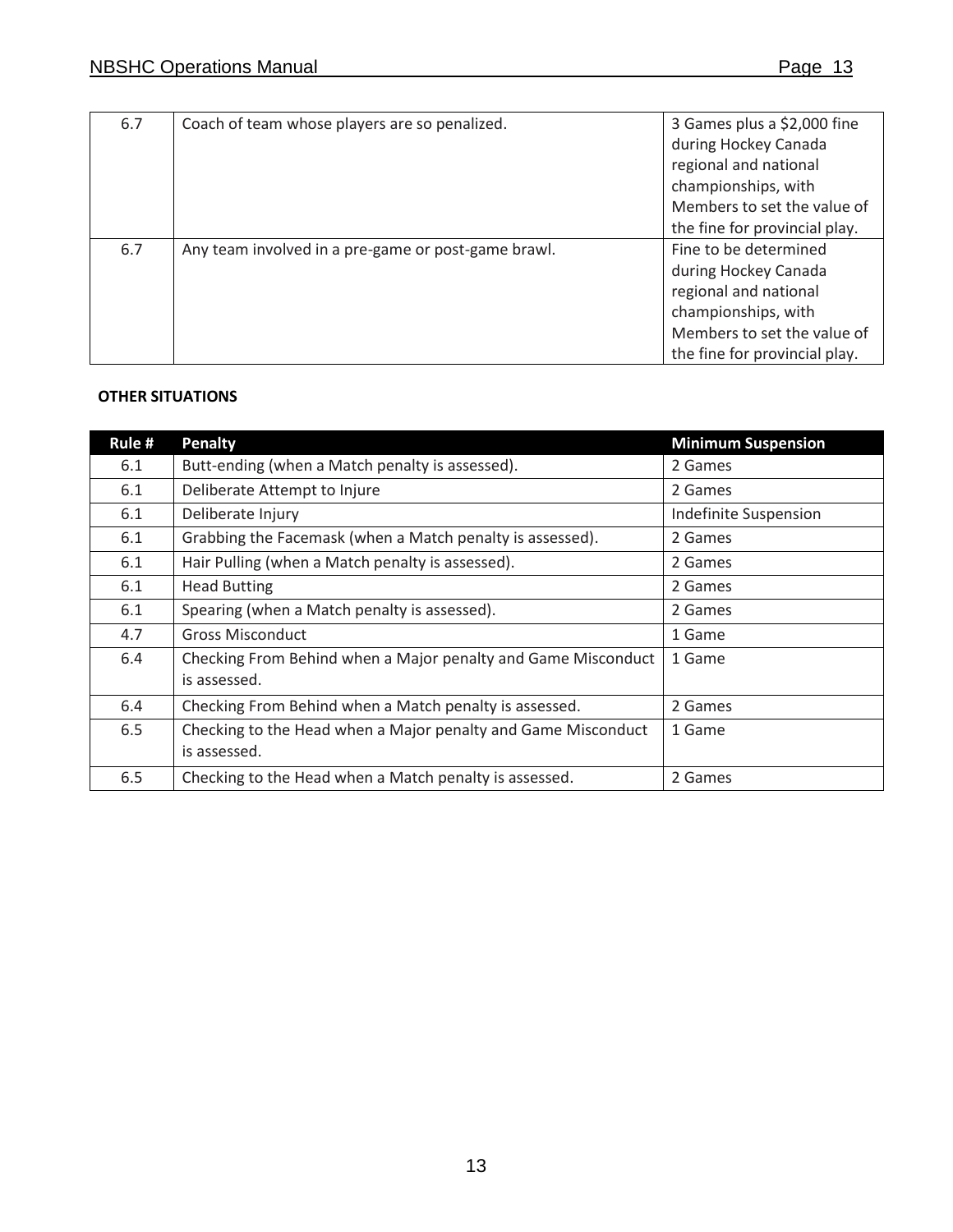| | | |
|---|---|---|
| 6.7 | Coach of team whose players are so penalized. | 3 Games plus a $2,000 fine during Hockey Canada regional and national championships, with Members to set the value of the fine for provincial play. |
| 6.7 | Any team involved in a pre-game or post-game brawl. | Fine to be determined during Hockey Canada regional and national championships, with Members to set the value of the fine for provincial play. |

**OTHER SITUATIONS**

| Rule # | Penalty | Minimum Suspension |
|---|---|---|
| 6.1 | Butt-ending (when a Match penalty is assessed). | 2 Games |
| 6.1 | Deliberate Attempt to Injure | 2 Games |
| 6.1 | Deliberate Injury | Indefinite Suspension |
| 6.1 | Grabbing the Facemask (when a Match penalty is assessed). | 2 Games |
| 6.1 | Hair Pulling (when a Match penalty is assessed). | 2 Games |
| 6.1 | Head Butting | 2 Games |
| 6.1 | Spearing (when a Match penalty is assessed). | 2 Games |
| 4.7 | Gross Misconduct | 1 Game |
| 6.4 | Checking From Behind when a Major penalty and Game Misconduct is assessed. | 1 Game |
| 6.4 | Checking From Behind when a Match penalty is assessed. | 2 Games |
| 6.5 | Checking to the Head when a Major penalty and Game Misconduct is assessed. | 1 Game |
| 6.5 | Checking to the Head when a Match penalty is assessed. | 2 Games |